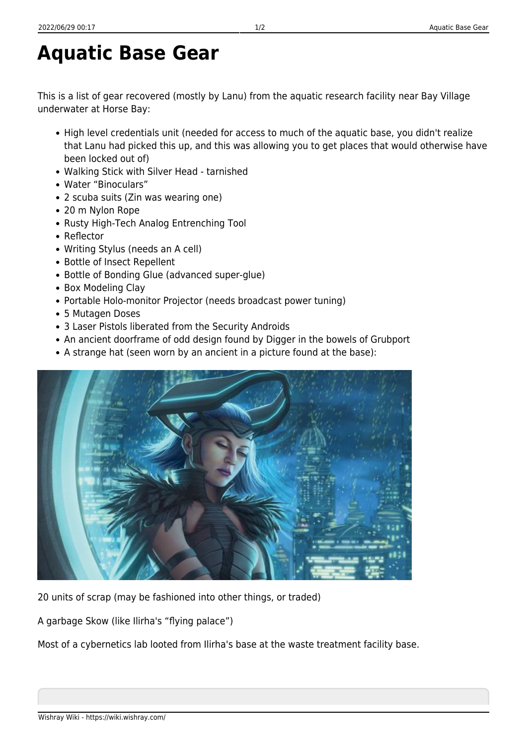# Aquatic Base Gear

This is a list of gear recovered (mostly by Lanu) from the aquatic research facility near Bay Village underwater at Horse Bay:

- High level credentials unit (needed for access to much of the aquatic base, you didn't realize that Lanu had picked this up, and this was allowing you to get places that would otherwise have been locked out of)
- Walking Stick with Silver Head - tarnished
- Water “Binoculars”
- 2 scuba suits (Zin was wearing one)
- 20 m Nylon Rope
- Rusty High-Tech Analog Entrenching Tool
- Reflector
- Writing Stylus (needs an A cell)
- Bottle of Insect Repellent
- Bottle of Bonding Glue (advanced super-glue)
- Box Modeling Clay
- Portable Holo-monitor Projector (needs broadcast power tuning)
- 5 Mutagen Doses
- 3 Laser Pistols liberated from the Security Androids
- An ancient doorframe of odd design found by Digger in the bowels of Grubport
- A strange hat (seen worn by an ancient in a picture found at the base):

20 units of scrap (may be fashioned into other things, or traded)

A garbage Skow (like Ilirha's “flying palace”)

Most of a cybernetics lab looted from Ilirha's base at the waste treatment facility base.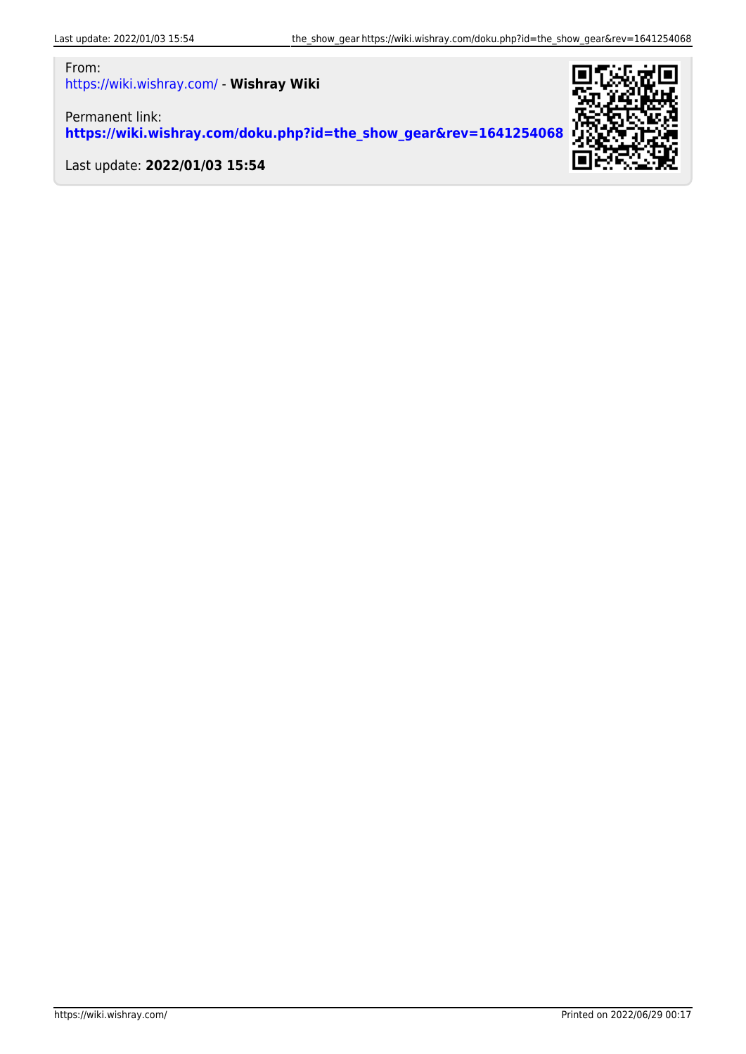From:
https://wiki.wishray.com/ - **Wishray Wiki**

Permanent link:
**https://wiki.wishray.com/doku.php?id=the_show_gear&rev=1641254068**

Last update: **2022/01/03 15:54**